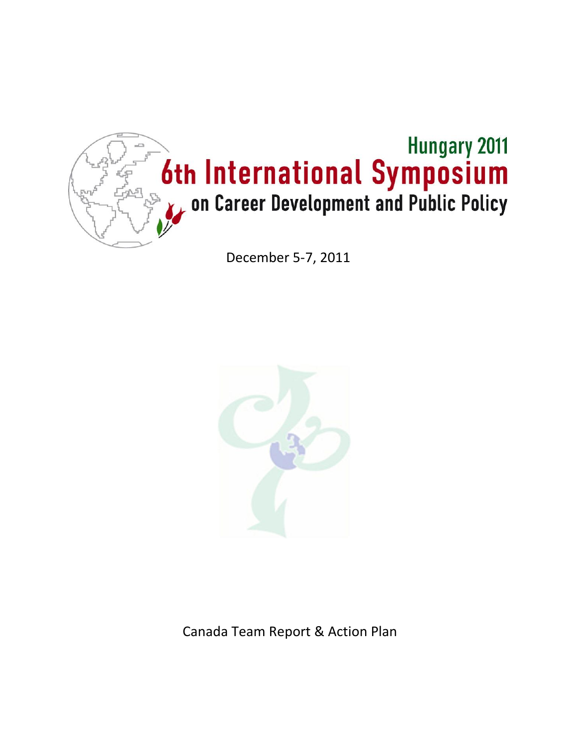Hungary 2011

# 6th International Symposium

## on Career Development and Public Policy

December 5-7, 2011

Canada Team Report & Action Plan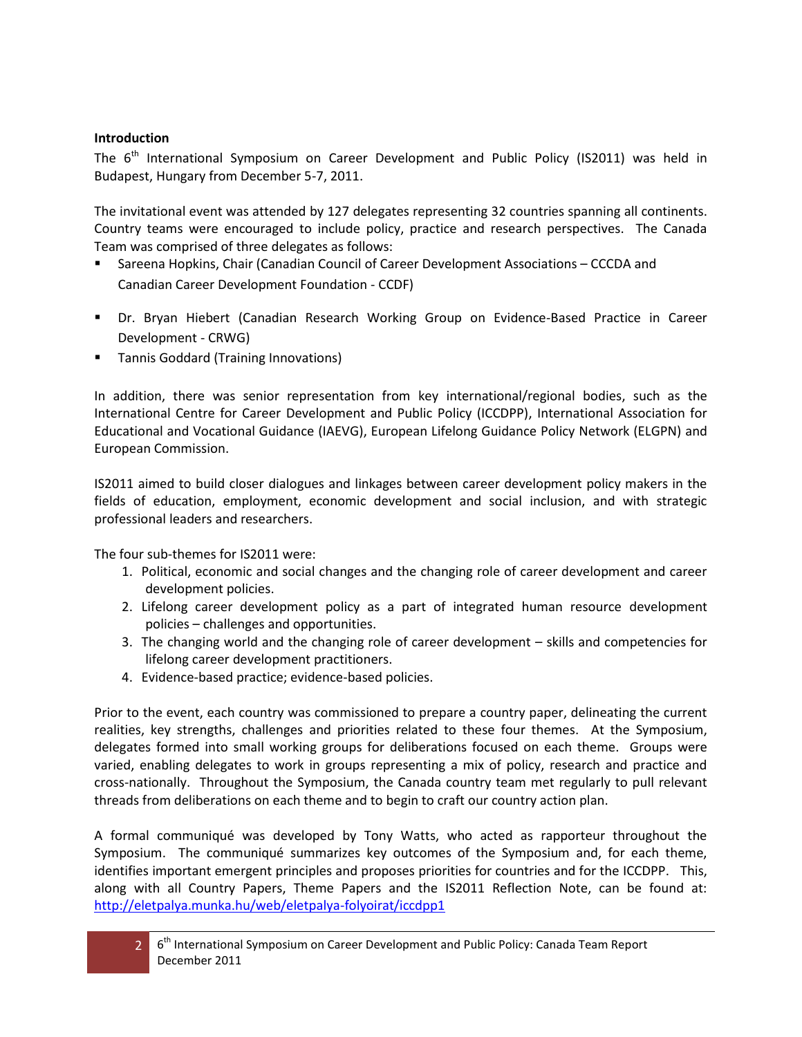## Introduction

The 6th International Symposium on Career Development and Public Policy (IS2011) was held in Budapest, Hungary from December 5-7, 2011.

The invitational event was attended by 127 delegates representing 32 countries spanning all continents. Country teams were encouraged to include policy, practice and research perspectives. The Canada Team was comprised of three delegates as follows:

- Sareena Hopkins, Chair (Canadian Council of Career Development Associations – CCCDA and Canadian Career Development Foundation - CCDF)
- Dr. Bryan Hiebert (Canadian Research Working Group on Evidence-Based Practice in Career Development - CRWG)
- Tannis Goddard (Training Innovations)

In addition, there was senior representation from key international/regional bodies, such as the International Centre for Career Development and Public Policy (ICCDPP), International Association for Educational and Vocational Guidance (IAEVG), European Lifelong Guidance Policy Network (ELGPN) and European Commission.

IS2011 aimed to build closer dialogues and linkages between career development policy makers in the fields of education, employment, economic development and social inclusion, and with strategic professional leaders and researchers.

The four sub-themes for IS2011 were:

1. Political, economic and social changes and the changing role of career development and career development policies.
2. Lifelong career development policy as a part of integrated human resource development policies – challenges and opportunities.
3. The changing world and the changing role of career development – skills and competencies for lifelong career development practitioners.
4. Evidence-based practice; evidence-based policies.

Prior to the event, each country was commissioned to prepare a country paper, delineating the current realities, key strengths, challenges and priorities related to these four themes. At the Symposium, delegates formed into small working groups for deliberations focused on each theme. Groups were varied, enabling delegates to work in groups representing a mix of policy, research and practice and cross-nationally. Throughout the Symposium, the Canada country team met regularly to pull relevant threads from deliberations on each theme and to begin to craft our country action plan.

A formal communiqué was developed by Tony Watts, who acted as rapporteur throughout the Symposium. The communiqué summarizes key outcomes of the Symposium and, for each theme, identifies important emergent principles and proposes priorities for countries and for the ICCDPP. This, along with all Country Papers, Theme Papers and the IS2011 Reflection Note, can be found at: http://eletpalya.munka.hu/web/eletpalya-folyoirat/iccdpp1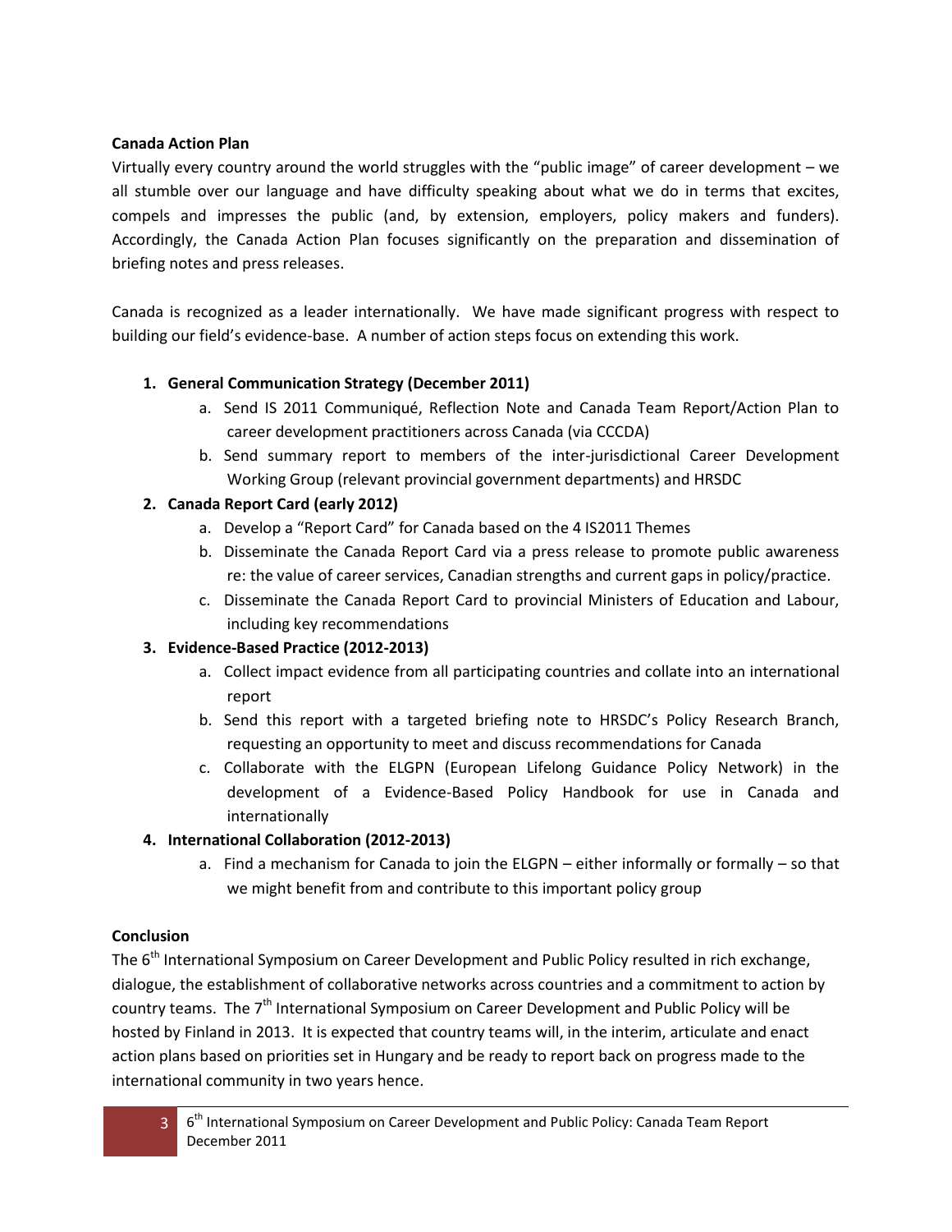## Canada Action Plan

Virtually every country around the world struggles with the "public image" of career development – we all stumble over our language and have difficulty speaking about what we do in terms that excites, compels and impresses the public (and, by extension, employers, policy makers and funders). Accordingly, the Canada Action Plan focuses significantly on the preparation and dissemination of briefing notes and press releases.

Canada is recognized as a leader internationally. We have made significant progress with respect to building our field's evidence-base. A number of action steps focus on extending this work.

1. **General Communication Strategy (December 2011)**
   a. Send IS 2011 Communiqué, Reflection Note and Canada Team Report/Action Plan to career development practitioners across Canada (via CCCDA)
   b. Send summary report to members of the inter-jurisdictional Career Development Working Group (relevant provincial government departments) and HRSDC
2. **Canada Report Card (early 2012)**
   a. Develop a "Report Card" for Canada based on the 4 IS2011 Themes
   b. Disseminate the Canada Report Card via a press release to promote public awareness re: the value of career services, Canadian strengths and current gaps in policy/practice.
   c. Disseminate the Canada Report Card to provincial Ministers of Education and Labour, including key recommendations
3. **Evidence-Based Practice (2012-2013)**
   a. Collect impact evidence from all participating countries and collate into an international report
   b. Send this report with a targeted briefing note to HRSDC's Policy Research Branch, requesting an opportunity to meet and discuss recommendations for Canada
   c. Collaborate with the ELGPN (European Lifelong Guidance Policy Network) in the development of a Evidence-Based Policy Handbook for use in Canada and internationally
4. **International Collaboration (2012-2013)**
   a. Find a mechanism for Canada to join the ELGPN – either informally or formally – so that we might benefit from and contribute to this important policy group

## Conclusion

The 6th International Symposium on Career Development and Public Policy resulted in rich exchange, dialogue, the establishment of collaborative networks across countries and a commitment to action by country teams. The 7th International Symposium on Career Development and Public Policy will be hosted by Finland in 2013. It is expected that country teams will, in the interim, articulate and enact action plans based on priorities set in Hungary and be ready to report back on progress made to the international community in two years hence.